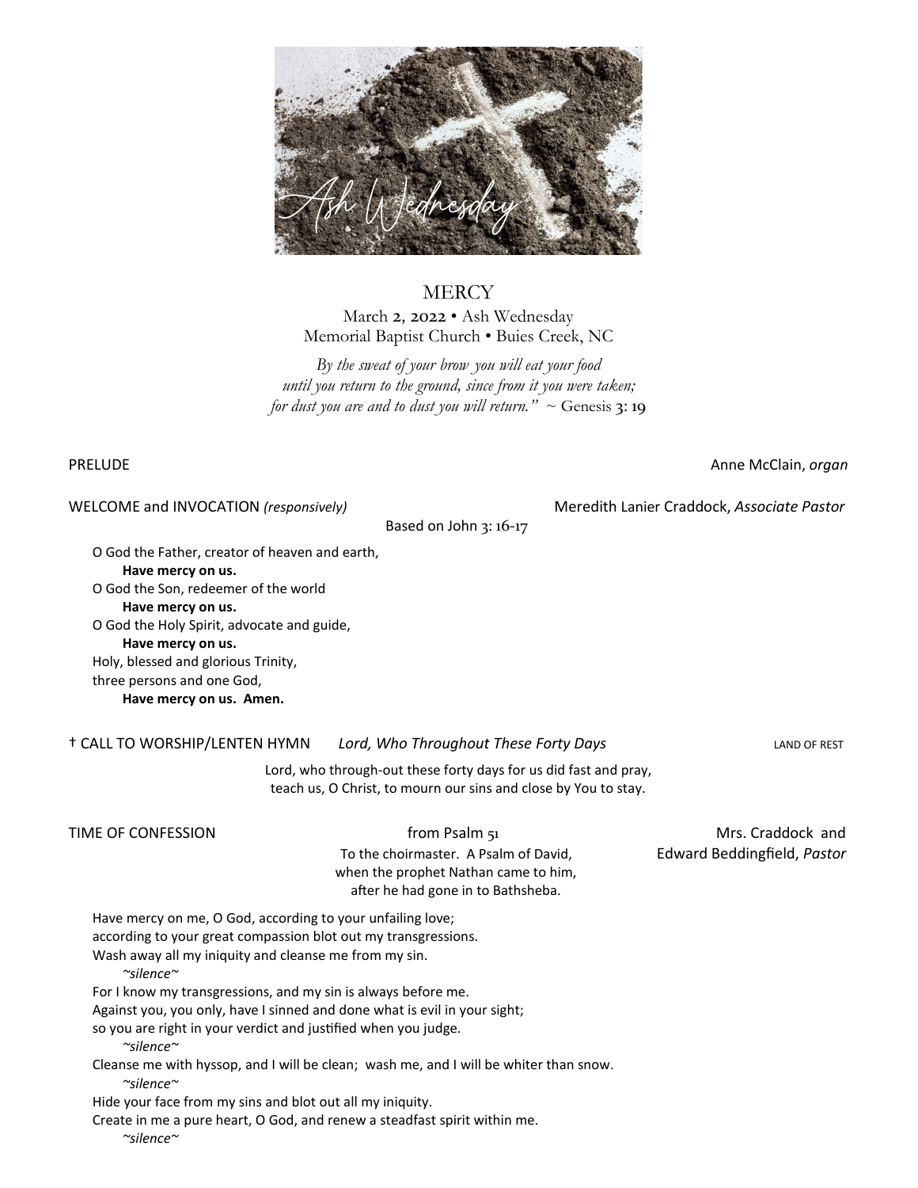# MERCY

March 2, 2022 • Ash Wednesday
Memorial Baptist Church • Buies Creek, NC

*By the sweat of your brow you will eat your food*
*until you return to the ground, since from it you were taken;*
*for dust you are and to dust you will return."* ~ Genesis 3: 19

PRELUDE — Anne McClain, *organ*

WELCOME and INVOCATION *(responsively)* — Meredith Lanier Craddock, *Associate Pastor*

Based on John 3: 16-17

O God the Father, creator of heaven and earth,
**Have mercy on us.**
O God the Son, redeemer of the world
**Have mercy on us.**
O God the Holy Spirit, advocate and guide,
**Have mercy on us.**
Holy, blessed and glorious Trinity,
three persons and one God,
**Have mercy on us. Amen.**

† CALL TO WORSHIP/LENTEN HYMN *Lord, Who Throughout These Forty Days* — LAND OF REST

Lord, who through-out these forty days for us did fast and pray,
teach us, O Christ, to mourn our sins and close by You to stay.

TIME OF CONFESSION — from Psalm 51 — Mrs. Craddock and Edward Beddingfield, *Pastor*

To the choirmaster. A Psalm of David,
when the prophet Nathan came to him,
after he had gone in to Bathsheba.

Have mercy on me, O God, according to your unfailing love;
according to your great compassion blot out my transgressions.
Wash away all my iniquity and cleanse me from my sin.
*~silence~*
For I know my transgressions, and my sin is always before me.
Against you, you only, have I sinned and done what is evil in your sight;
so you are right in your verdict and justified when you judge.
*~silence~*
Cleanse me with hyssop, and I will be clean; wash me, and I will be whiter than snow.
*~silence~*
Hide your face from my sins and blot out all my iniquity.
Create in me a pure heart, O God, and renew a steadfast spirit within me.
*~silence~*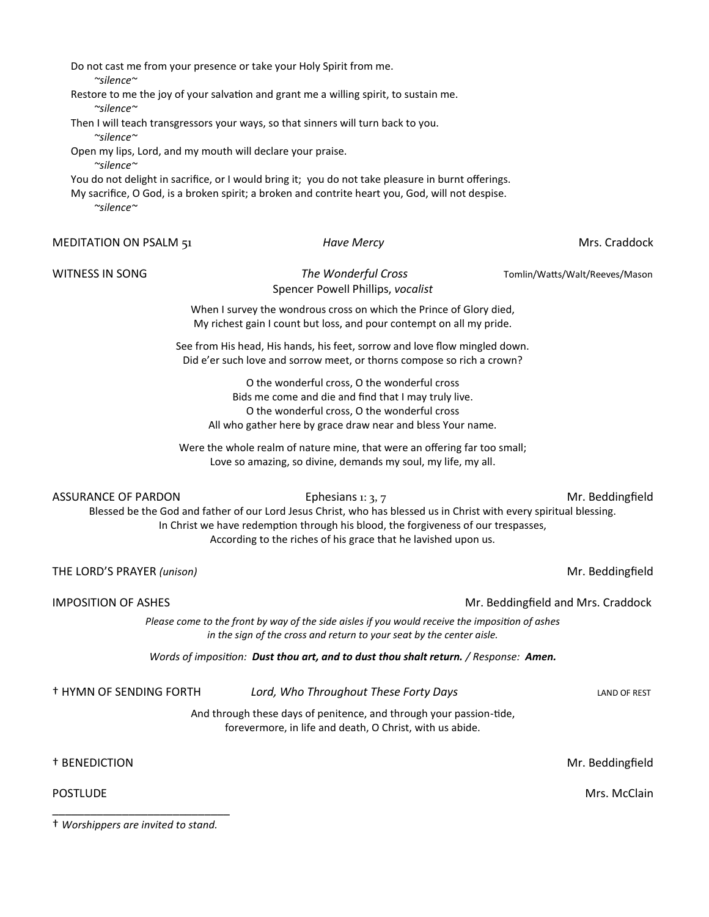Do not cast me from your presence or take your Holy Spirit from me.
*~silence~*
Restore to me the joy of your salvation and grant me a willing spirit, to sustain me.
*~silence~*
Then I will teach transgressors your ways, so that sinners will turn back to you.
*~silence~*
Open my lips, Lord, and my mouth will declare your praise.
*~silence~*
You do not delight in sacrifice, or I would bring it; you do not take pleasure in burnt offerings.
My sacrifice, O God, is a broken spirit; a broken and contrite heart you, God, will not despise.
*~silence~*

MEDITATION ON PSALM 51 — *Have Mercy* — Mrs. Craddock

WITNESS IN SONG — *The Wonderful Cross* — Tomlin/Watts/Walt/Reeves/Mason
Spencer Powell Phillips, *vocalist*

When I survey the wondrous cross on which the Prince of Glory died,
My richest gain I count but loss, and pour contempt on all my pride.

See from His head, His hands, his feet, sorrow and love flow mingled down.
Did e'er such love and sorrow meet, or thorns compose so rich a crown?

O the wonderful cross, O the wonderful cross
Bids me come and die and find that I may truly live.
O the wonderful cross, O the wonderful cross
All who gather here by grace draw near and bless Your name.

Were the whole realm of nature mine, that were an offering far too small;
Love so amazing, so divine, demands my soul, my life, my all.

ASSURANCE OF PARDON — Ephesians 1: 3, 7 — Mr. Beddingfield

Blessed be the God and father of our Lord Jesus Christ, who has blessed us in Christ with every spiritual blessing.
In Christ we have redemption through his blood, the forgiveness of our trespasses,
According to the riches of his grace that he lavished upon us.

THE LORD'S PRAYER *(unison)* — Mr. Beddingfield

IMPOSITION OF ASHES — Mr. Beddingfield and Mrs. Craddock

*Please come to the front by way of the side aisles if you would receive the imposition of ashes in the sign of the cross and return to your seat by the center aisle.*

*Words of imposition:* ***Dust thou art, and to dust thou shalt return.*** */ Response:* ***Amen.***

† HYMN OF SENDING FORTH — *Lord, Who Throughout These Forty Days* — LAND OF REST

And through these days of penitence, and through your passion-tide,
forevermore, in life and death, O Christ, with us abide.

† BENEDICTION — Mr. Beddingfield

POSTLUDE — Mrs. McClain

---

† *Worshippers are invited to stand.*